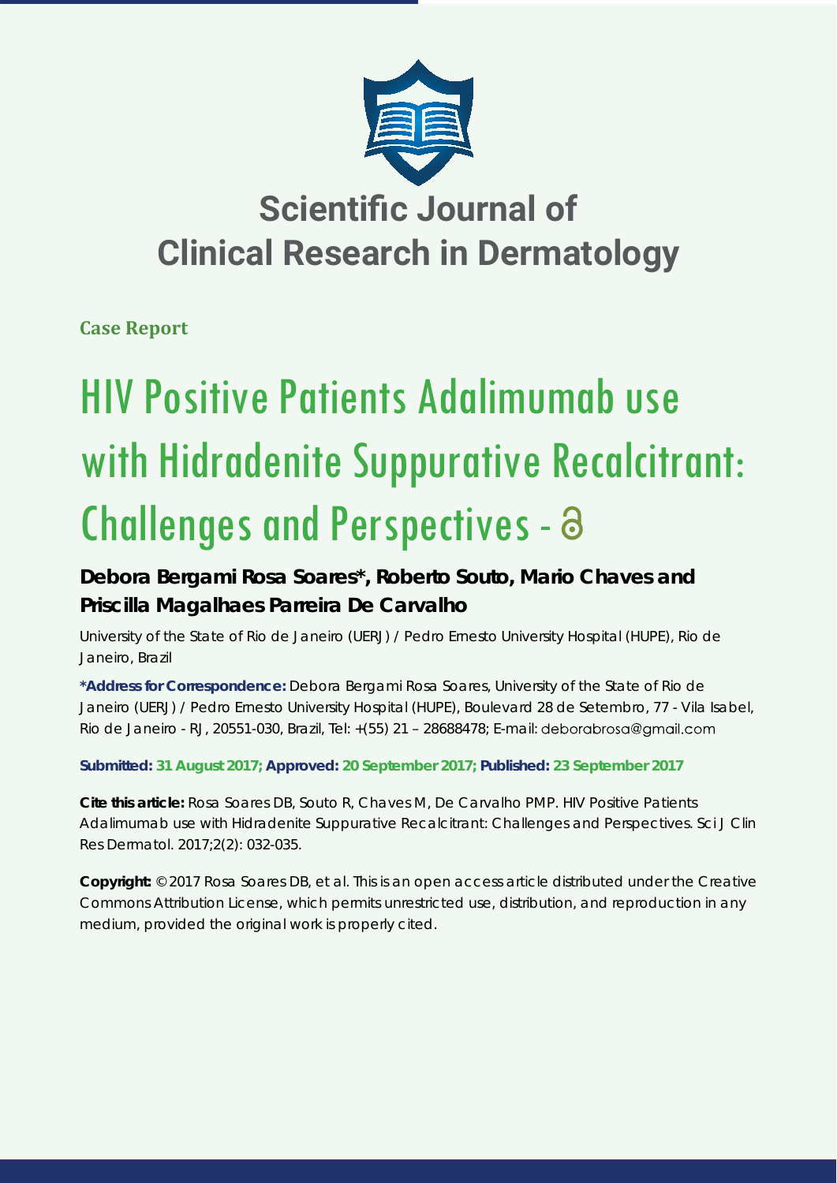# Scientific Journal of Clinical Research in Dermatology

**Case Report**

# HIV Positive Patients Adalimumab use with Hidradenite Suppurative Recalcitrant: Challenges and Perspectives

**Debora Bergami Rosa Soares*, Roberto Souto, Mario Chaves and Priscilla Magalhaes Parreira De Carvalho**

University of the State of Rio de Janeiro (UERJ) / Pedro Ernesto University Hospital (HUPE), Rio de Janeiro, Brazil

**\*Address for Correspondence:** Debora Bergami Rosa Soares, University of the State of Rio de Janeiro (UERJ) / Pedro Ernesto University Hospital (HUPE), Boulevard 28 de Setembro, 77 - Vila Isabel, Rio de Janeiro - RJ, 20551-030, Brazil, Tel: +(55) 21 – 28688478; E-mail: deborabrosa@gmail.com

**Submitted: 31 August 2017; Approved: 20 September 2017; Published: 23 September 2017**

**Cite this article:** Rosa Soares DB, Souto R, Chaves M, De Carvalho PMP. HIV Positive Patients Adalimumab use with Hidradenite Suppurative Recalcitrant: Challenges and Perspectives. Sci J Clin Res Dermatol. 2017;2(2): 032-035.

**Copyright:** © 2017 Rosa Soares DB, et al. This is an open access article distributed under the Creative Commons Attribution License, which permits unrestricted use, distribution, and reproduction in any medium, provided the original work is properly cited.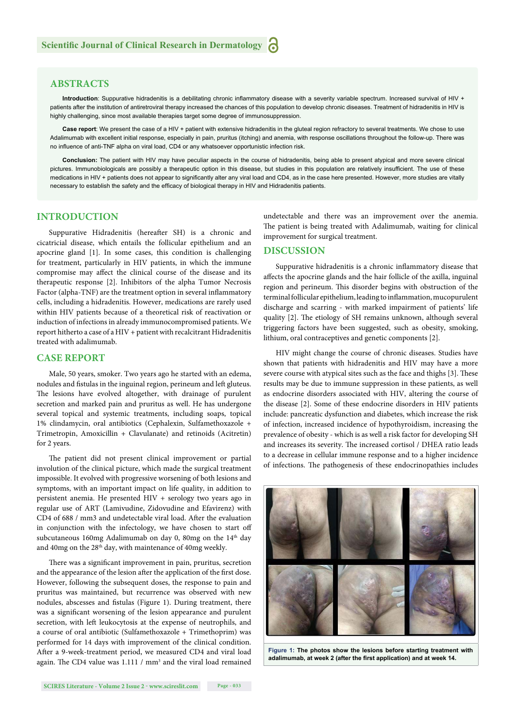## ABSTRACTS

**Introduction**: Suppurative hidradenitis is a debilitating chronic inflammatory disease with a severity variable spectrum. Increased survival of HIV + patients after the institution of antiretroviral therapy increased the chances of this population to develop chronic diseases. Treatment of hidradenitis in HIV is highly challenging, since most available therapies target some degree of immunosuppression.

**Case report**: We present the case of a HIV + patient with extensive hidradenitis in the gluteal region refractory to several treatments. We chose to use Adalimumab with excellent initial response, especially in pain, pruritus (itching) and anemia, with response oscillations throughout the follow-up. There was no influence of anti-TNF alpha on viral load, CD4 or any whatsoever opportunistic infection risk.

**Conclusion:** The patient with HIV may have peculiar aspects in the course of hidradenitis, being able to present atypical and more severe clinical pictures. Immunobiologicals are possibly a therapeutic option in this disease, but studies in this population are relatively insufficient. The use of these medications in HIV + patients does not appear to significantly alter any viral load and CD4, as in the case here presented. However, more studies are vitally necessary to establish the safety and the efficacy of biological therapy in HIV and Hidradenitis patients.

## INTRODUCTION

Suppurative Hidradenitis (hereafter SH) is a chronic and cicatricial disease, which entails the follicular epithelium and an apocrine gland [1]. In some cases, this condition is challenging for treatment, particularly in HIV patients, in which the immune compromise may affect the clinical course of the disease and its therapeutic response [2]. Inhibitors of the alpha Tumor Necrosis Factor (alpha-TNF) are the treatment option in several inflammatory cells, including a hidradenitis. However, medications are rarely used within HIV patients because of a theoretical risk of reactivation or induction of infections in already immunocompromised patients. We report hitherto a case of a HIV + patient with recalcitrant Hidradenitis treated with adalimumab.

## CASE REPORT

Male, 50 years, smoker. Two years ago he started with an edema, nodules and fistulas in the inguinal region, perineum and left gluteus. The lesions have evolved altogether, with drainage of purulent secretion and marked pain and pruritus as well. He has undergone several topical and systemic treatments, including soaps, topical 1% clindamycin, oral antibiotics (Cephalexin, Sulfamethoxazole + Trimetropin, Amoxicillin + Clavulanate) and retinoids (Acitretin) for 2 years.

The patient did not present clinical improvement or partial involution of the clinical picture, which made the surgical treatment impossible. It evolved with progressive worsening of both lesions and symptoms, with an important impact on life quality, in addition to persistent anemia. He presented HIV + serology two years ago in regular use of ART (Lamivudine, Zidovudine and Efavirenz) with CD4 of 688 / mm3 and undetectable viral load. After the evaluation in conjunction with the infectology, we have chosen to start off subcutaneous 160mg Adalimumab on day 0, 80mg on the 14th day and 40mg on the 28th day, with maintenance of 40mg weekly.

There was a significant improvement in pain, pruritus, secretion and the appearance of the lesion after the application of the first dose. However, following the subsequent doses, the response to pain and pruritus was maintained, but recurrence was observed with new nodules, abscesses and fistulas (Figure 1). During treatment, there was a significant worsening of the lesion appearance and purulent secretion, with left leukocytosis at the expense of neutrophils, and a course of oral antibiotic (Sulfamethoxazole + Trimethoprim) was performed for 14 days with improvement of the clinical condition. After a 9-week-treatment period, we measured CD4 and viral load again. The CD4 value was 1.111 / $mm^3$ and the viral load remained undetectable and there was an improvement over the anemia. The patient is being treated with Adalimumab, waiting for clinical improvement for surgical treatment.

## DISCUSSION

Suppurative hidradenitis is a chronic inflammatory disease that affects the apocrine glands and the hair follicle of the axilla, inguinal region and perineum. This disorder begins with obstruction of the terminal follicular epithelium, leading to inflammation, mucopurulent discharge and scarring - with marked impairment of patients' life quality [2]. The etiology of SH remains unknown, although several triggering factors have been suggested, such as obesity, smoking, lithium, oral contraceptives and genetic components [2].

HIV might change the course of chronic diseases. Studies have shown that patients with hidradenitis and HIV may have a more severe course with atypical sites such as the face and thighs [3]. These results may be due to immune suppression in these patients, as well as endocrine disorders associated with HIV, altering the course of the disease [2]. Some of these endocrine disorders in HIV patients include: pancreatic dysfunction and diabetes, which increase the risk of infection, increased incidence of hypothyroidism, increasing the prevalence of obesity - which is as well a risk factor for developing SH and increases its severity. The increased cortisol / DHEA ratio leads to a decrease in cellular immune response and to a higher incidence of infections. The pathogenesis of these endocrinopathies includes

**Figure 1: The photos show the lesions before starting treatment with adalimumab, at week 2 (after the first application) and at week 14.**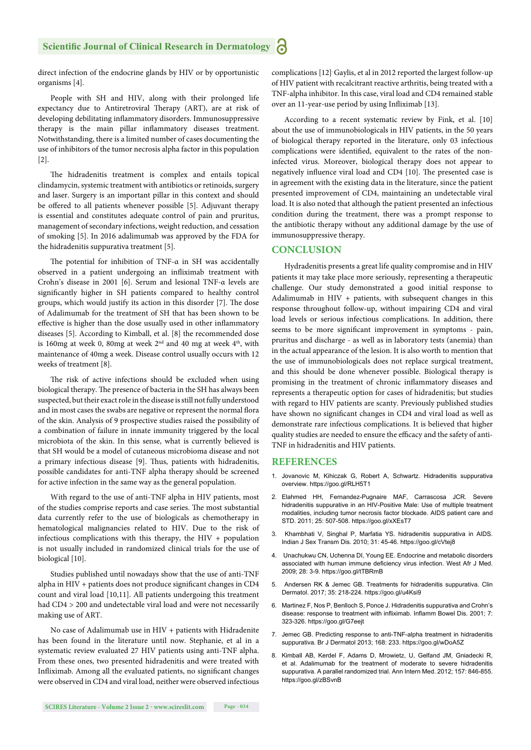direct infection of the endocrine glands by HIV or by opportunistic organisms [4].

People with SH and HIV, along with their prolonged life expectancy due to Antiretroviral Therapy (ART), are at risk of developing debilitating inflammatory disorders. Immunosuppressive therapy is the main pillar inflammatory diseases treatment. Notwithstanding, there is a limited number of cases documenting the use of inhibitors of the tumor necrosis alpha factor in this population [2].

The hidradenitis treatment is complex and entails topical clindamycin, systemic treatment with antibiotics or retinoids, surgery and laser. Surgery is an important pillar in this context and should be offered to all patients whenever possible [5]. Adjuvant therapy is essential and constitutes adequate control of pain and pruritus, management of secondary infections, weight reduction, and cessation of smoking [5]. In 2016 adalimumab was approved by the FDA for the hidradenitis suppurativa treatment [5].

The potential for inhibition of TNF-α in SH was accidentally observed in a patient undergoing an infliximab treatment with Crohn's disease in 2001 [6]. Serum and lesional TNF-α levels are significantly higher in SH patients compared to healthy control groups, which would justify its action in this disorder [7]. The dose of Adalimumab for the treatment of SH that has been shown to be effective is higher than the dose usually used in other inflammatory diseases [5]. According to Kimball, et al. [8] the recommended dose is 160mg at week 0, 80mg at week 2nd and 40 mg at week 4th, with maintenance of 40mg a week. Disease control usually occurs with 12 weeks of treatment [8].

The risk of active infections should be excluded when using biological therapy. The presence of bacteria in the SH has always been suspected, but their exact role in the disease is still not fully understood and in most cases the swabs are negative or represent the normal flora of the skin. Analysis of 9 prospective studies raised the possibility of a combination of failure in innate immunity triggered by the local microbiota of the skin. In this sense, what is currently believed is that SH would be a model of cutaneous microbioma disease and not a primary infectious disease [9]. Thus, patients with hidradenitis, possible candidates for anti-TNF alpha therapy should be screened for active infection in the same way as the general population.

With regard to the use of anti-TNF alpha in HIV patients, most of the studies comprise reports and case series. The most substantial data currently refer to the use of biologicals as chemotherapy in hematological malignancies related to HIV. Due to the risk of infectious complications with this therapy, the HIV + population is not usually included in randomized clinical trials for the use of biological [10].

Studies published until nowadays show that the use of anti-TNF alpha in HIV + patients does not produce significant changes in CD4 count and viral load [10,11]. All patients undergoing this treatment had CD4 > 200 and undetectable viral load and were not necessarily making use of ART.

No case of Adalimumab use in HIV + patients with Hidradenite has been found in the literature until now. Stephanie, et al in a systematic review evaluated 27 HIV patients using anti-TNF alpha. From these ones, two presented hidradenitis and were treated with Infliximab. Among all the evaluated patients, no significant changes were observed in CD4 and viral load, neither were observed infectious complications [12]. Gaylis, et al in 2012 reported the largest follow-up of HIV patient with recalcitrant reactive arthritis, being treated with a TNF-alpha inhibitor. In this case, viral load and CD4 remained stable over an 11-year-use period by using Infliximab [13].

According to a recent systematic review by Fink, et al. [10] about the use of immunobiologicals in HIV patients, in the 50 years of biological therapy reported in the literature, only 03 infectious complications were identified, equivalent to the rates of the non-infected virus. Moreover, biological therapy does not appear to negatively influence viral load and CD4 [10]. The presented case is in agreement with the existing data in the literature, since the patient presented improvement of CD4, maintaining an undetectable viral load. It is also noted that although the patient presented an infectious condition during the treatment, there was a prompt response to the antibiotic therapy without any additional damage by the use of immunosuppressive therapy.

## CONCLUSION

Hydradenitis presents a great life quality compromise and in HIV patients it may take place more seriously, representing a therapeutic challenge. Our study demonstrated a good initial response to Adalimumab in HIV + patients, with subsequent changes in this response throughout follow-up, without impairing CD4 and viral load levels or serious infectious complications. In addition, there seems to be more significant improvement in symptoms - pain, pruritus and discharge - as well as in laboratory tests (anemia) than in the actual appearance of the lesion. It is also worth to mention that the use of immunobiologicals does not replace surgical treatment, and this should be done whenever possible. Biological therapy is promising in the treatment of chronic inflammatory diseases and represents a therapeutic option for cases of hidradenitis; but studies with regard to HIV patients are scanty. Previously published studies have shown no significant changes in CD4 and viral load as well as demonstrate rare infectious complications. It is believed that higher quality studies are needed to ensure the efficacy and the safety of anti-TNF in hidradenitis and HIV patients.

## REFERENCES

1. Jovanovic M, Kihiczak G, Robert A, Schwartz. Hidradenitis suppurativa overview. https://goo.gl/RLH5T1
2. Elahmed HH, Fernandez-Pugnaire MAF, Carrascosa JCR. Severe hidradenitis suppurative in an HIV-Positive Male: Use of multiple treatment modalities, including tumor necrosis factor blockade. AIDS patient care and STD. 2011; 25: 507-508. https://goo.gl/xXEsT7
3. Khambhati V, Singhal P, Marfatia YS. hidradenitis suppurativa in AIDS. Indian J Sex Transm Dis. 2010; 31: 45-46. https://goo.gl/cVtej8
4. Unachukwu CN, Uchenna DI, Young EE. Endocrine and metabolic disorders associated with human immune deficiency virus infection. West Afr J Med. 2009; 28: 3-9. https://goo.gl/tTBRmB
5. Andersen RK & Jemec GB. Treatments for hidradenitis suppurativa. Clin Dermatol. 2017; 35: 218-224. https://goo.gl/u4Ksi9
6. Martinez F, Nos P, Benlloch S, Ponce J. Hidradenitis suppurativa and Crohn's disease: response to treatment with infliximab. Inflamm Bowel Dis. 2001; 7: 323-326. https://goo.gl/G7eejt
7. Jemec GB. Predicting response to anti-TNF-alpha treatment in hidradenitis suppurativa. Br J Dermatol 2013; 168: 233. https://goo.gl/wDoA5Z
8. Kimball AB, Kerdel F, Adams D, Mrowietz, U, Gelfand JM, Gniadecki R, et al. Adalimumab for the treatment of moderate to severe hidradenitis suppurativa. A parallel randomized trial. Ann Intern Med. 2012; 157: 846-855. https://goo.gl/zBSvnB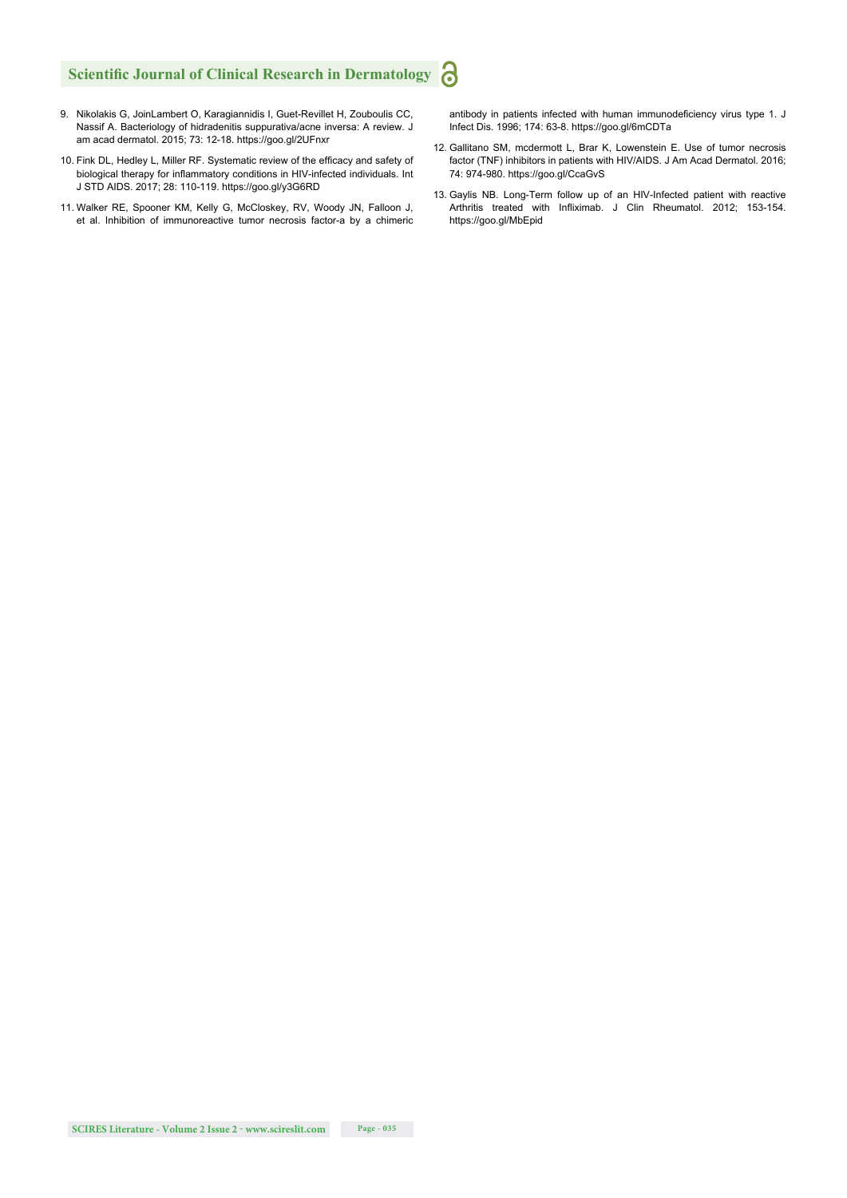9. Nikolakis G, JoinLambert O, Karagiannidis I, Guet-Revillet H, Zouboulis CC, Nassif A. Bacteriology of hidradenitis suppurativa/acne inversa: A review. J am acad dermatol. 2015; 73: 12-18. https://goo.gl/2UFnxr

10. Fink DL, Hedley L, Miller RF. Systematic review of the efficacy and safety of biological therapy for inflammatory conditions in HIV-infected individuals. Int J STD AIDS. 2017; 28: 110-119. https://goo.gl/y3G6RD

11. Walker RE, Spooner KM, Kelly G, McCloskey, RV, Woody JN, Falloon J, et al. Inhibition of immunoreactive tumor necrosis factor-a by a chimeric antibody in patients infected with human immunodeficiency virus type 1. J Infect Dis. 1996; 174: 63-8. https://goo.gl/6mCDTa

12. Gallitano SM, mcdermott L, Brar K, Lowenstein E. Use of tumor necrosis factor (TNF) inhibitors in patients with HIV/AIDS. J Am Acad Dermatol. 2016; 74: 974-980. https://goo.gl/CcaGvS

13. Gaylis NB. Long-Term follow up of an HIV-Infected patient with reactive Arthritis treated with Infliximab. J Clin Rheumatol. 2012; 153-154. https://goo.gl/MbEpid